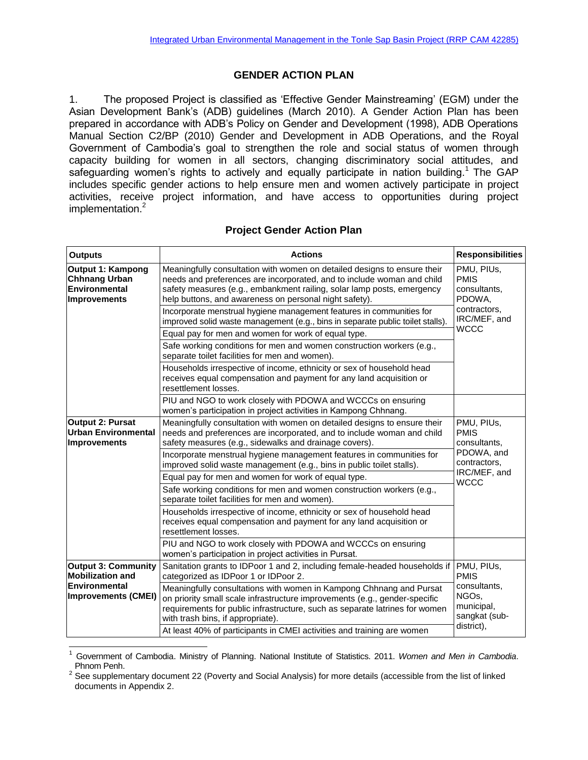## GENDER ACTION PLAN

1. The proposed Project is classified as 'Effective Gender Mainstreaming' (EGM) under the Asian Development Bank's (ADB) guidelines (March 2010). A Gender Action Plan has been prepared in accordance with ADB's Policy on Gender and Development (1998), ADB Operations Manual Section C2/BP (2010) Gender and Development in ADB Operations, and the Royal Government of Cambodia's goal to strengthen the role and social status of women through capacity building for women in all sectors, changing discriminatory social attitudes, and safeguarding women's rights to actively and equally participate in nation building.[1] The GAP includes specific gender actions to help ensure men and women actively participate in project activities, receive project information, and have access to opportunities during project implementation.[2]

### Project Gender Action Plan

| Outputs | Actions | Responsibilities |
|---|---|---|
| **Output 1: Kampong Chhnang Urban Environmental Improvements** | Meaningfully consultation with women on detailed designs to ensure their needs and preferences are incorporated, and to include woman and child safety measures (e.g., embankment railing, solar lamp posts, emergency help buttons, and awareness on personal night safety). | PMU, PIUs, PMIS consultants, PDOWA, contractors, IRC/MEF, and WCCC |
| | Incorporate menstrual hygiene management features in communities for improved solid waste management (e.g., bins in separate public toilet stalls). | |
| | Equal pay for men and women for work of equal type. | |
| | Safe working conditions for men and women construction workers (e.g., separate toilet facilities for men and women). | |
| | Households irrespective of income, ethnicity or sex of household head receives equal compensation and payment for any land acquisition or resettlement losses. | |
| | PIU and NGO to work closely with PDOWA and WCCCs on ensuring women's participation in project activities in Kampong Chhnang. | |
| **Output 2: Pursat Urban Environmental Improvements** | Meaningfully consultation with women on detailed designs to ensure their needs and preferences are incorporated, and to include woman and child safety measures (e.g., sidewalks and drainage covers). | PMU, PIUs, PMIS consultants, PDOWA, and contractors, IRC/MEF, and WCCC |
| | Incorporate menstrual hygiene management features in communities for improved solid waste management (e.g., bins in public toilet stalls). | |
| | Equal pay for men and women for work of equal type. | |
| | Safe working conditions for men and women construction workers (e.g., separate toilet facilities for men and women). | |
| | Households irrespective of income, ethnicity or sex of household head receives equal compensation and payment for any land acquisition or resettlement losses. | |
| | PIU and NGO to work closely with PDOWA and WCCCs on ensuring women's participation in project activities in Pursat. | |
| **Output 3: Community Mobilization and Environmental Improvements (CMEI)** | Sanitation grants to IDPoor 1 and 2, including female-headed households if categorized as IDPoor 1 or IDPoor 2. | PMU, PIUs, PMIS consultants, NGOs, municipal, sangkat (sub-district), |
| | Meaningfully consultations with women in Kampong Chhnang and Pursat on priority small scale infrastructure improvements (e.g., gender-specific requirements for public infrastructure, such as separate latrines for women with trash bins, if appropriate). | |
| | At least 40% of participants in CMEI activities and training are women | |

[1] Government of Cambodia. Ministry of Planning. National Institute of Statistics. 2011. *Women and Men in Cambodia*. Phnom Penh.

[2] See supplementary document 22 (Poverty and Social Analysis) for more details (accessible from the list of linked documents in Appendix 2.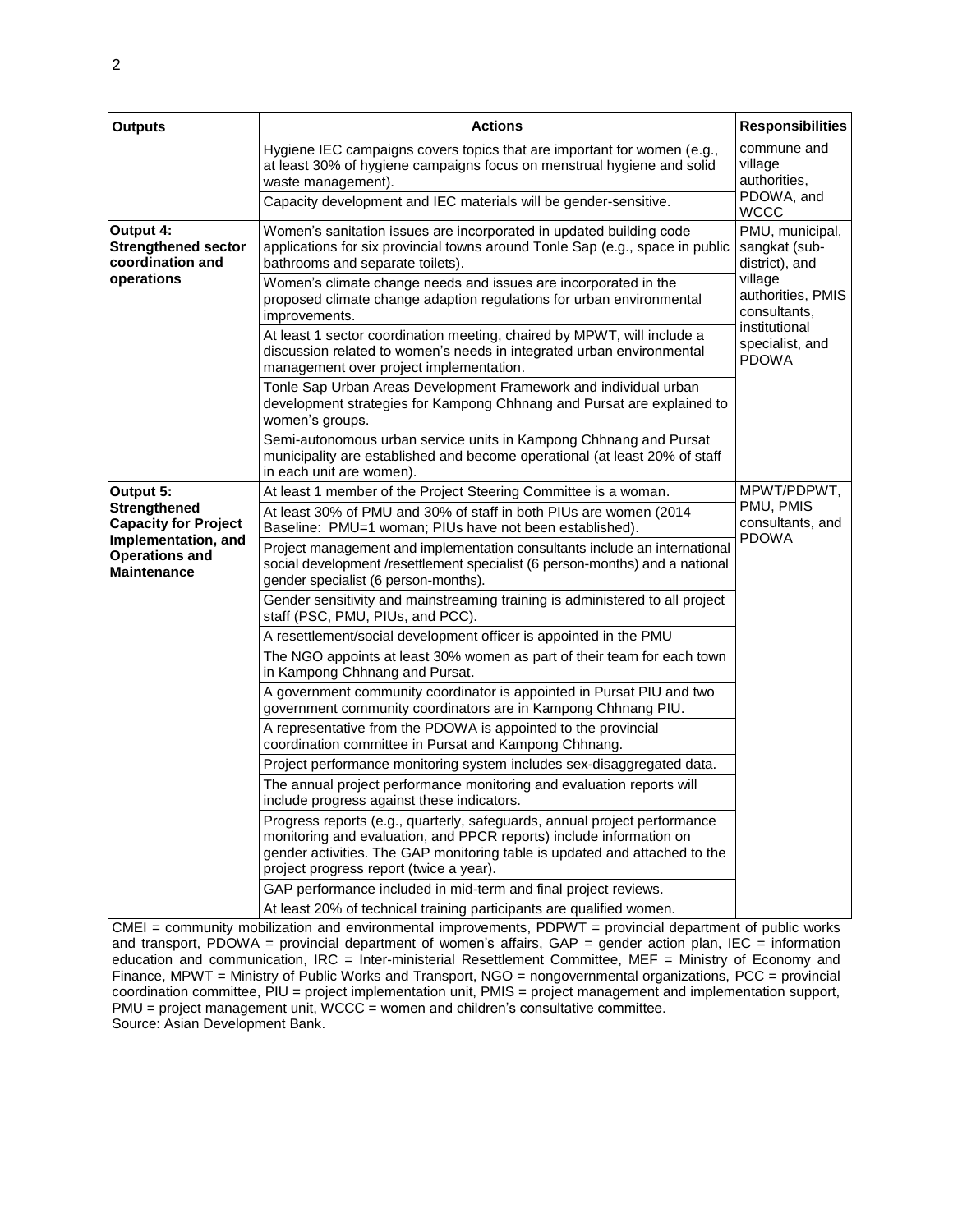| Outputs | Actions | Responsibilities |
|---|---|---|
| | Hygiene IEC campaigns covers topics that are important for women (e.g., at least 30% of hygiene campaigns focus on menstrual hygiene and solid waste management). | commune and village authorities, PDOWA, and WCCC |
| | Capacity development and IEC materials will be gender-sensitive. | |
| **Output 4: Strengthened sector coordination and operations** | Women's sanitation issues are incorporated in updated building code applications for six provincial towns around Tonle Sap (e.g., space in public bathrooms and separate toilets). | PMU, municipal, sangkat (sub-district), and village authorities, PMIS consultants, institutional specialist, and PDOWA |
| | Women's climate change needs and issues are incorporated in the proposed climate change adaption regulations for urban environmental improvements. | |
| | At least 1 sector coordination meeting, chaired by MPWT, will include a discussion related to women's needs in integrated urban environmental management over project implementation. | |
| | Tonle Sap Urban Areas Development Framework and individual urban development strategies for Kampong Chhnang and Pursat are explained to women's groups. | |
| | Semi-autonomous urban service units in Kampong Chhnang and Pursat municipality are established and become operational (at least 20% of staff in each unit are women). | |
| **Output 5: Strengthened Capacity for Project Implementation, and Operations and Maintenance** | At least 1 member of the Project Steering Committee is a woman. | MPWT/PDPWT, PMU, PMIS consultants, and PDOWA |
| | At least 30% of PMU and 30% of staff in both PIUs are women (2014 Baseline: PMU=1 woman; PIUs have not been established). | |
| | Project management and implementation consultants include an international social development /resettlement specialist (6 person-months) and a national gender specialist (6 person-months). | |
| | Gender sensitivity and mainstreaming training is administered to all project staff (PSC, PMU, PIUs, and PCC). | |
| | A resettlement/social development officer is appointed in the PMU | |
| | The NGO appoints at least 30% women as part of their team for each town in Kampong Chhnang and Pursat. | |
| | A government community coordinator is appointed in Pursat PIU and two government community coordinators are in Kampong Chhnang PIU. | |
| | A representative from the PDOWA is appointed to the provincial coordination committee in Pursat and Kampong Chhnang. | |
| | Project performance monitoring system includes sex-disaggregated data. | |
| | The annual project performance monitoring and evaluation reports will include progress against these indicators. | |
| | Progress reports (e.g., quarterly, safeguards, annual project performance monitoring and evaluation, and PPCR reports) include information on gender activities. The GAP monitoring table is updated and attached to the project progress report (twice a year). | |
| | GAP performance included in mid-term and final project reviews. | |
| | At least 20% of technical training participants are qualified women. | |

CMEI = community mobilization and environmental improvements, PDPWT = provincial department of public works and transport, PDOWA = provincial department of women's affairs, GAP = gender action plan, IEC = information education and communication, IRC = Inter-ministerial Resettlement Committee, MEF = Ministry of Economy and Finance, MPWT = Ministry of Public Works and Transport, NGO = nongovernmental organizations, PCC = provincial coordination committee, PIU = project implementation unit, PMIS = project management and implementation support, PMU = project management unit, WCCC = women and children's consultative committee.
Source: Asian Development Bank.